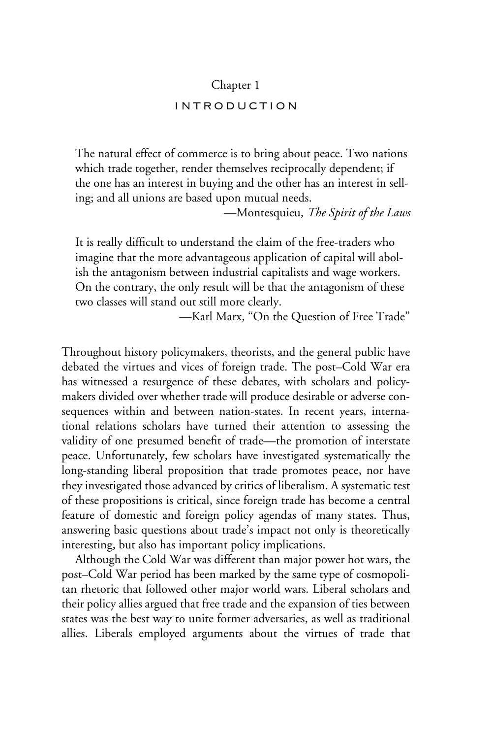# Chapter 1

## INTRODUCTION

> The natural effect of commerce is to bring about peace. Two nations which trade together, render themselves reciprocally dependent; if the one has an interest in buying and the other has an interest in selling; and all unions are based upon mutual needs.
>
> —Montesquieu, *The Spirit of the Laws*

> It is really difficult to understand the claim of the free-traders who imagine that the more advantageous application of capital will abolish the antagonism between industrial capitalists and wage workers. On the contrary, the only result will be that the antagonism of these two classes will stand out still more clearly.
>
> —Karl Marx, "On the Question of Free Trade"

Throughout history policymakers, theorists, and the general public have debated the virtues and vices of foreign trade. The post–Cold War era has witnessed a resurgence of these debates, with scholars and policymakers divided over whether trade will produce desirable or adverse consequences within and between nation-states. In recent years, international relations scholars have turned their attention to assessing the validity of one presumed benefit of trade—the promotion of interstate peace. Unfortunately, few scholars have investigated systematically the long-standing liberal proposition that trade promotes peace, nor have they investigated those advanced by critics of liberalism. A systematic test of these propositions is critical, since foreign trade has become a central feature of domestic and foreign policy agendas of many states. Thus, answering basic questions about trade's impact not only is theoretically interesting, but also has important policy implications.

Although the Cold War was different than major power hot wars, the post–Cold War period has been marked by the same type of cosmopolitan rhetoric that followed other major world wars. Liberal scholars and their policy allies argued that free trade and the expansion of ties between states was the best way to unite former adversaries, as well as traditional allies. Liberals employed arguments about the virtues of trade that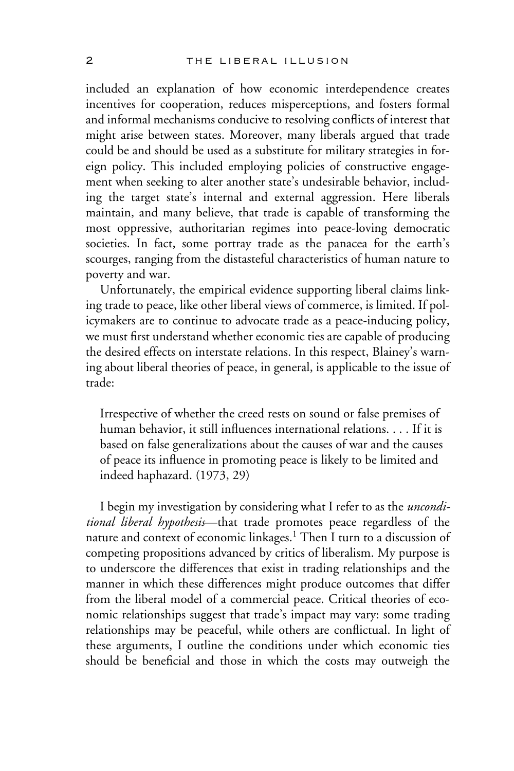included an explanation of how economic interdependence creates incentives for cooperation, reduces misperceptions, and fosters formal and informal mechanisms conducive to resolving conflicts of interest that might arise between states. Moreover, many liberals argued that trade could be and should be used as a substitute for military strategies in foreign policy. This included employing policies of constructive engagement when seeking to alter another state's undesirable behavior, including the target state's internal and external aggression. Here liberals maintain, and many believe, that trade is capable of transforming the most oppressive, authoritarian regimes into peace-loving democratic societies. In fact, some portray trade as the panacea for the earth's scourges, ranging from the distasteful characteristics of human nature to poverty and war.

Unfortunately, the empirical evidence supporting liberal claims linking trade to peace, like other liberal views of commerce, is limited. If policymakers are to continue to advocate trade as a peace-inducing policy, we must first understand whether economic ties are capable of producing the desired effects on interstate relations. In this respect, Blainey's warning about liberal theories of peace, in general, is applicable to the issue of trade:

> Irrespective of whether the creed rests on sound or false premises of human behavior, it still influences international relations. . . . If it is based on false generalizations about the causes of war and the causes of peace its influence in promoting peace is likely to be limited and indeed haphazard. (1973, 29)

I begin my investigation by considering what I refer to as the *unconditional liberal hypothesis*—that trade promotes peace regardless of the nature and context of economic linkages.[1] Then I turn to a discussion of competing propositions advanced by critics of liberalism. My purpose is to underscore the differences that exist in trading relationships and the manner in which these differences might produce outcomes that differ from the liberal model of a commercial peace. Critical theories of economic relationships suggest that trade's impact may vary: some trading relationships may be peaceful, while others are conflictual. In light of these arguments, I outline the conditions under which economic ties should be beneficial and those in which the costs may outweigh the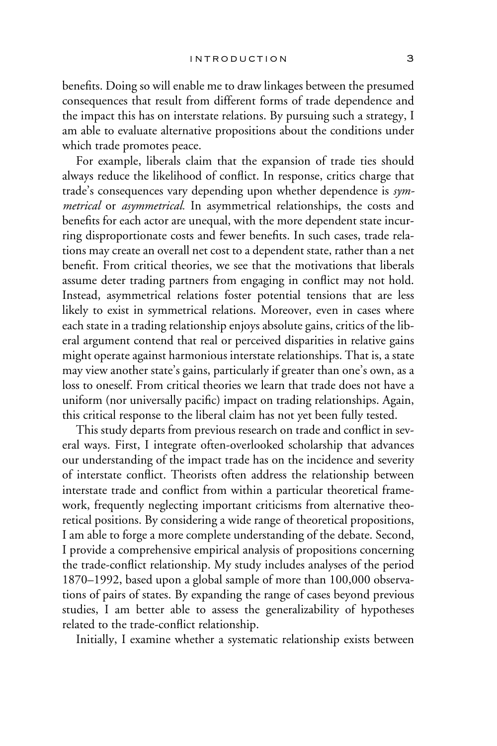benefits. Doing so will enable me to draw linkages between the presumed consequences that result from different forms of trade dependence and the impact this has on interstate relations. By pursuing such a strategy, I am able to evaluate alternative propositions about the conditions under which trade promotes peace.

For example, liberals claim that the expansion of trade ties should always reduce the likelihood of conflict. In response, critics charge that trade's consequences vary depending upon whether dependence is *symmetrical* or *asymmetrical.* In asymmetrical relationships, the costs and benefits for each actor are unequal, with the more dependent state incurring disproportionate costs and fewer benefits. In such cases, trade relations may create an overall net cost to a dependent state, rather than a net benefit. From critical theories, we see that the motivations that liberals assume deter trading partners from engaging in conflict may not hold. Instead, asymmetrical relations foster potential tensions that are less likely to exist in symmetrical relations. Moreover, even in cases where each state in a trading relationship enjoys absolute gains, critics of the liberal argument contend that real or perceived disparities in relative gains might operate against harmonious interstate relationships. That is, a state may view another state's gains, particularly if greater than one's own, as a loss to oneself. From critical theories we learn that trade does not have a uniform (nor universally pacific) impact on trading relationships. Again, this critical response to the liberal claim has not yet been fully tested.

This study departs from previous research on trade and conflict in several ways. First, I integrate often-overlooked scholarship that advances our understanding of the impact trade has on the incidence and severity of interstate conflict. Theorists often address the relationship between interstate trade and conflict from within a particular theoretical framework, frequently neglecting important criticisms from alternative theoretical positions. By considering a wide range of theoretical propositions, I am able to forge a more complete understanding of the debate. Second, I provide a comprehensive empirical analysis of propositions concerning the trade-conflict relationship. My study includes analyses of the period 1870–1992, based upon a global sample of more than 100,000 observations of pairs of states. By expanding the range of cases beyond previous studies, I am better able to assess the generalizability of hypotheses related to the trade-conflict relationship.

Initially, I examine whether a systematic relationship exists between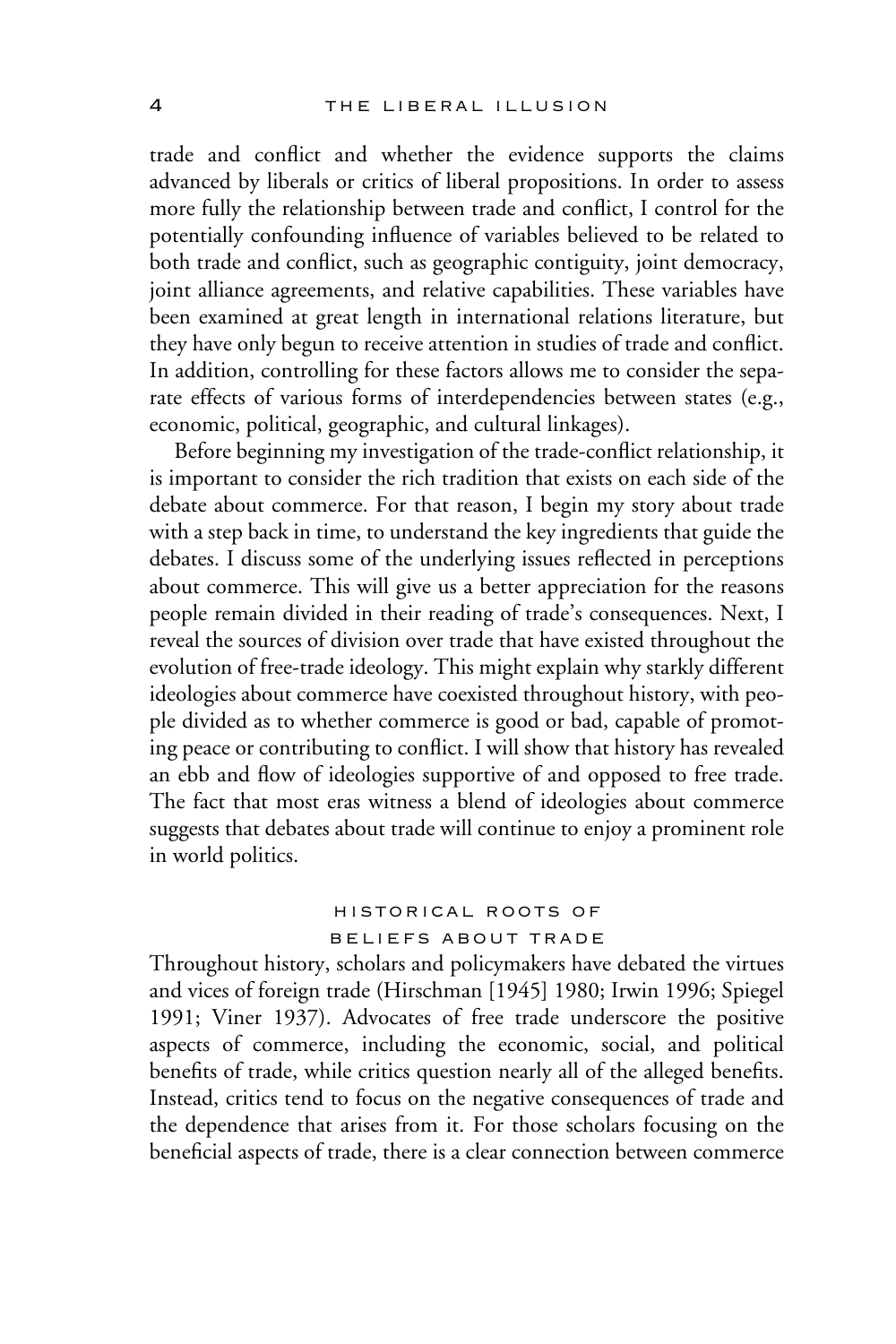trade and conflict and whether the evidence supports the claims advanced by liberals or critics of liberal propositions. In order to assess more fully the relationship between trade and conflict, I control for the potentially confounding influence of variables believed to be related to both trade and conflict, such as geographic contiguity, joint democracy, joint alliance agreements, and relative capabilities. These variables have been examined at great length in international relations literature, but they have only begun to receive attention in studies of trade and conflict. In addition, controlling for these factors allows me to consider the separate effects of various forms of interdependencies between states (e.g., economic, political, geographic, and cultural linkages).

Before beginning my investigation of the trade-conflict relationship, it is important to consider the rich tradition that exists on each side of the debate about commerce. For that reason, I begin my story about trade with a step back in time, to understand the key ingredients that guide the debates. I discuss some of the underlying issues reflected in perceptions about commerce. This will give us a better appreciation for the reasons people remain divided in their reading of trade's consequences. Next, I reveal the sources of division over trade that have existed throughout the evolution of free-trade ideology. This might explain why starkly different ideologies about commerce have coexisted throughout history, with people divided as to whether commerce is good or bad, capable of promoting peace or contributing to conflict. I will show that history has revealed an ebb and flow of ideologies supportive of and opposed to free trade. The fact that most eras witness a blend of ideologies about commerce suggests that debates about trade will continue to enjoy a prominent role in world politics.

## HISTORICAL ROOTS OF BELIEFS ABOUT TRADE

Throughout history, scholars and policymakers have debated the virtues and vices of foreign trade (Hirschman [1945] 1980; Irwin 1996; Spiegel 1991; Viner 1937). Advocates of free trade underscore the positive aspects of commerce, including the economic, social, and political benefits of trade, while critics question nearly all of the alleged benefits. Instead, critics tend to focus on the negative consequences of trade and the dependence that arises from it. For those scholars focusing on the beneficial aspects of trade, there is a clear connection between commerce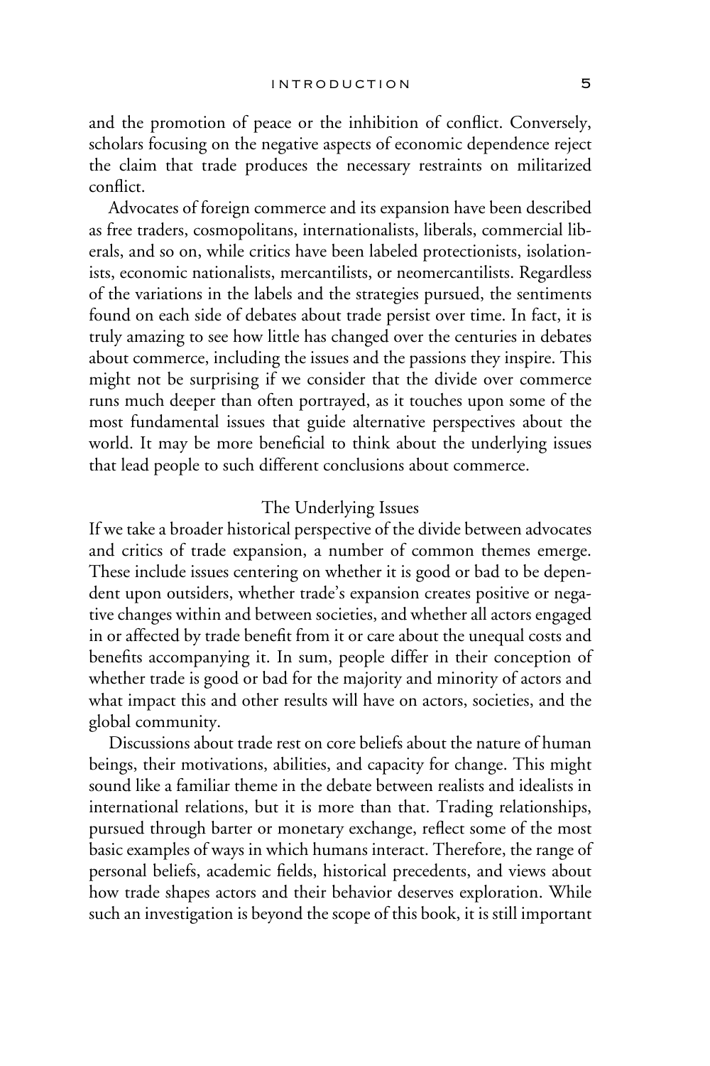and the promotion of peace or the inhibition of conflict. Conversely, scholars focusing on the negative aspects of economic dependence reject the claim that trade produces the necessary restraints on militarized conflict.

Advocates of foreign commerce and its expansion have been described as free traders, cosmopolitans, internationalists, liberals, commercial liberals, and so on, while critics have been labeled protectionists, isolationists, economic nationalists, mercantilists, or neomercantilists. Regardless of the variations in the labels and the strategies pursued, the sentiments found on each side of debates about trade persist over time. In fact, it is truly amazing to see how little has changed over the centuries in debates about commerce, including the issues and the passions they inspire. This might not be surprising if we consider that the divide over commerce runs much deeper than often portrayed, as it touches upon some of the most fundamental issues that guide alternative perspectives about the world. It may be more beneficial to think about the underlying issues that lead people to such different conclusions about commerce.

## The Underlying Issues

If we take a broader historical perspective of the divide between advocates and critics of trade expansion, a number of common themes emerge. These include issues centering on whether it is good or bad to be dependent upon outsiders, whether trade's expansion creates positive or negative changes within and between societies, and whether all actors engaged in or affected by trade benefit from it or care about the unequal costs and benefits accompanying it. In sum, people differ in their conception of whether trade is good or bad for the majority and minority of actors and what impact this and other results will have on actors, societies, and the global community.

Discussions about trade rest on core beliefs about the nature of human beings, their motivations, abilities, and capacity for change. This might sound like a familiar theme in the debate between realists and idealists in international relations, but it is more than that. Trading relationships, pursued through barter or monetary exchange, reflect some of the most basic examples of ways in which humans interact. Therefore, the range of personal beliefs, academic fields, historical precedents, and views about how trade shapes actors and their behavior deserves exploration. While such an investigation is beyond the scope of this book, it is still important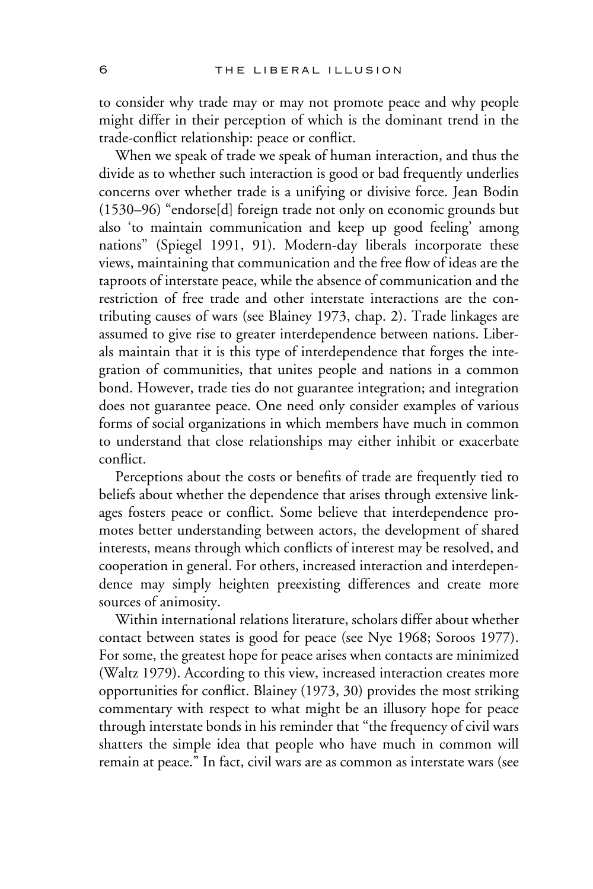to consider why trade may or may not promote peace and why people might differ in their perception of which is the dominant trend in the trade-conflict relationship: peace or conflict.

When we speak of trade we speak of human interaction, and thus the divide as to whether such interaction is good or bad frequently underlies concerns over whether trade is a unifying or divisive force. Jean Bodin (1530–96) "endorse[d] foreign trade not only on economic grounds but also 'to maintain communication and keep up good feeling' among nations" (Spiegel 1991, 91). Modern-day liberals incorporate these views, maintaining that communication and the free flow of ideas are the taproots of interstate peace, while the absence of communication and the restriction of free trade and other interstate interactions are the contributing causes of wars (see Blainey 1973, chap. 2). Trade linkages are assumed to give rise to greater interdependence between nations. Liberals maintain that it is this type of interdependence that forges the integration of communities, that unites people and nations in a common bond. However, trade ties do not guarantee integration; and integration does not guarantee peace. One need only consider examples of various forms of social organizations in which members have much in common to understand that close relationships may either inhibit or exacerbate conflict.

Perceptions about the costs or benefits of trade are frequently tied to beliefs about whether the dependence that arises through extensive linkages fosters peace or conflict. Some believe that interdependence promotes better understanding between actors, the development of shared interests, means through which conflicts of interest may be resolved, and cooperation in general. For others, increased interaction and interdependence may simply heighten preexisting differences and create more sources of animosity.

Within international relations literature, scholars differ about whether contact between states is good for peace (see Nye 1968; Soroos 1977). For some, the greatest hope for peace arises when contacts are minimized (Waltz 1979). According to this view, increased interaction creates more opportunities for conflict. Blainey (1973, 30) provides the most striking commentary with respect to what might be an illusory hope for peace through interstate bonds in his reminder that "the frequency of civil wars shatters the simple idea that people who have much in common will remain at peace." In fact, civil wars are as common as interstate wars (see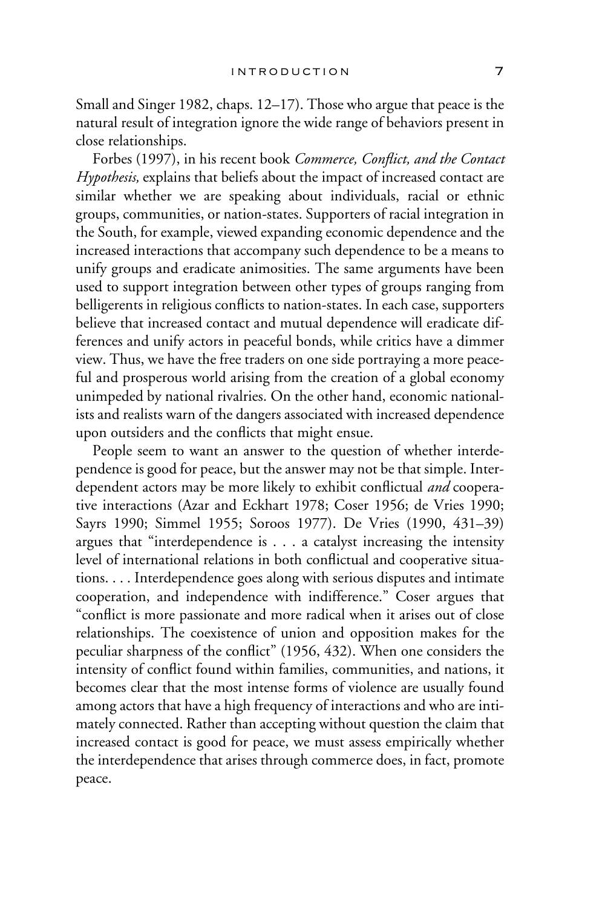Small and Singer 1982, chaps. 12–17). Those who argue that peace is the natural result of integration ignore the wide range of behaviors present in close relationships.

Forbes (1997), in his recent book *Commerce, Conflict, and the Contact Hypothesis,* explains that beliefs about the impact of increased contact are similar whether we are speaking about individuals, racial or ethnic groups, communities, or nation-states. Supporters of racial integration in the South, for example, viewed expanding economic dependence and the increased interactions that accompany such dependence to be a means to unify groups and eradicate animosities. The same arguments have been used to support integration between other types of groups ranging from belligerents in religious conflicts to nation-states. In each case, supporters believe that increased contact and mutual dependence will eradicate differences and unify actors in peaceful bonds, while critics have a dimmer view. Thus, we have the free traders on one side portraying a more peaceful and prosperous world arising from the creation of a global economy unimpeded by national rivalries. On the other hand, economic nationalists and realists warn of the dangers associated with increased dependence upon outsiders and the conflicts that might ensue.

People seem to want an answer to the question of whether interdependence is good for peace, but the answer may not be that simple. Interdependent actors may be more likely to exhibit conflictual *and* cooperative interactions (Azar and Eckhart 1978; Coser 1956; de Vries 1990; Sayrs 1990; Simmel 1955; Soroos 1977). De Vries (1990, 431–39) argues that "interdependence is . . . a catalyst increasing the intensity level of international relations in both conflictual and cooperative situations. . . . Interdependence goes along with serious disputes and intimate cooperation, and independence with indifference." Coser argues that "conflict is more passionate and more radical when it arises out of close relationships. The coexistence of union and opposition makes for the peculiar sharpness of the conflict" (1956, 432). When one considers the intensity of conflict found within families, communities, and nations, it becomes clear that the most intense forms of violence are usually found among actors that have a high frequency of interactions and who are intimately connected. Rather than accepting without question the claim that increased contact is good for peace, we must assess empirically whether the interdependence that arises through commerce does, in fact, promote peace.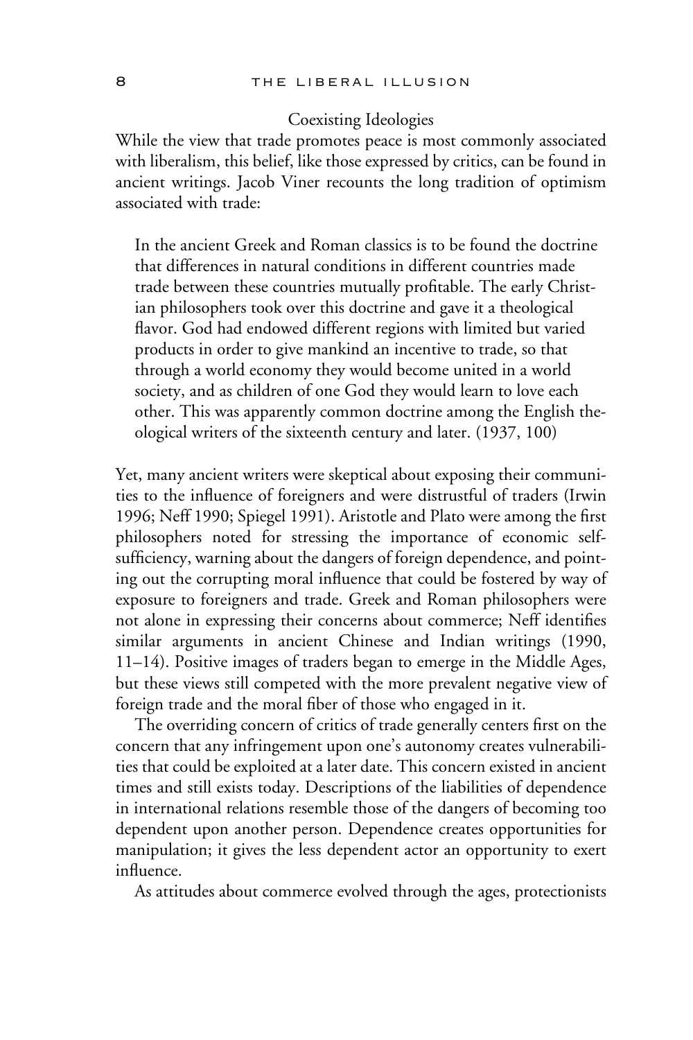## Coexisting Ideologies

While the view that trade promotes peace is most commonly associated with liberalism, this belief, like those expressed by critics, can be found in ancient writings. Jacob Viner recounts the long tradition of optimism associated with trade:

> In the ancient Greek and Roman classics is to be found the doctrine that differences in natural conditions in different countries made trade between these countries mutually profitable. The early Christian philosophers took over this doctrine and gave it a theological flavor. God had endowed different regions with limited but varied products in order to give mankind an incentive to trade, so that through a world economy they would become united in a world society, and as children of one God they would learn to love each other. This was apparently common doctrine among the English theological writers of the sixteenth century and later. (1937, 100)

Yet, many ancient writers were skeptical about exposing their communities to the influence of foreigners and were distrustful of traders (Irwin 1996; Neff 1990; Spiegel 1991). Aristotle and Plato were among the first philosophers noted for stressing the importance of economic self-sufficiency, warning about the dangers of foreign dependence, and pointing out the corrupting moral influence that could be fostered by way of exposure to foreigners and trade. Greek and Roman philosophers were not alone in expressing their concerns about commerce; Neff identifies similar arguments in ancient Chinese and Indian writings (1990, 11–14). Positive images of traders began to emerge in the Middle Ages, but these views still competed with the more prevalent negative view of foreign trade and the moral fiber of those who engaged in it.

The overriding concern of critics of trade generally centers first on the concern that any infringement upon one's autonomy creates vulnerabilities that could be exploited at a later date. This concern existed in ancient times and still exists today. Descriptions of the liabilities of dependence in international relations resemble those of the dangers of becoming too dependent upon another person. Dependence creates opportunities for manipulation; it gives the less dependent actor an opportunity to exert influence.

As attitudes about commerce evolved through the ages, protectionists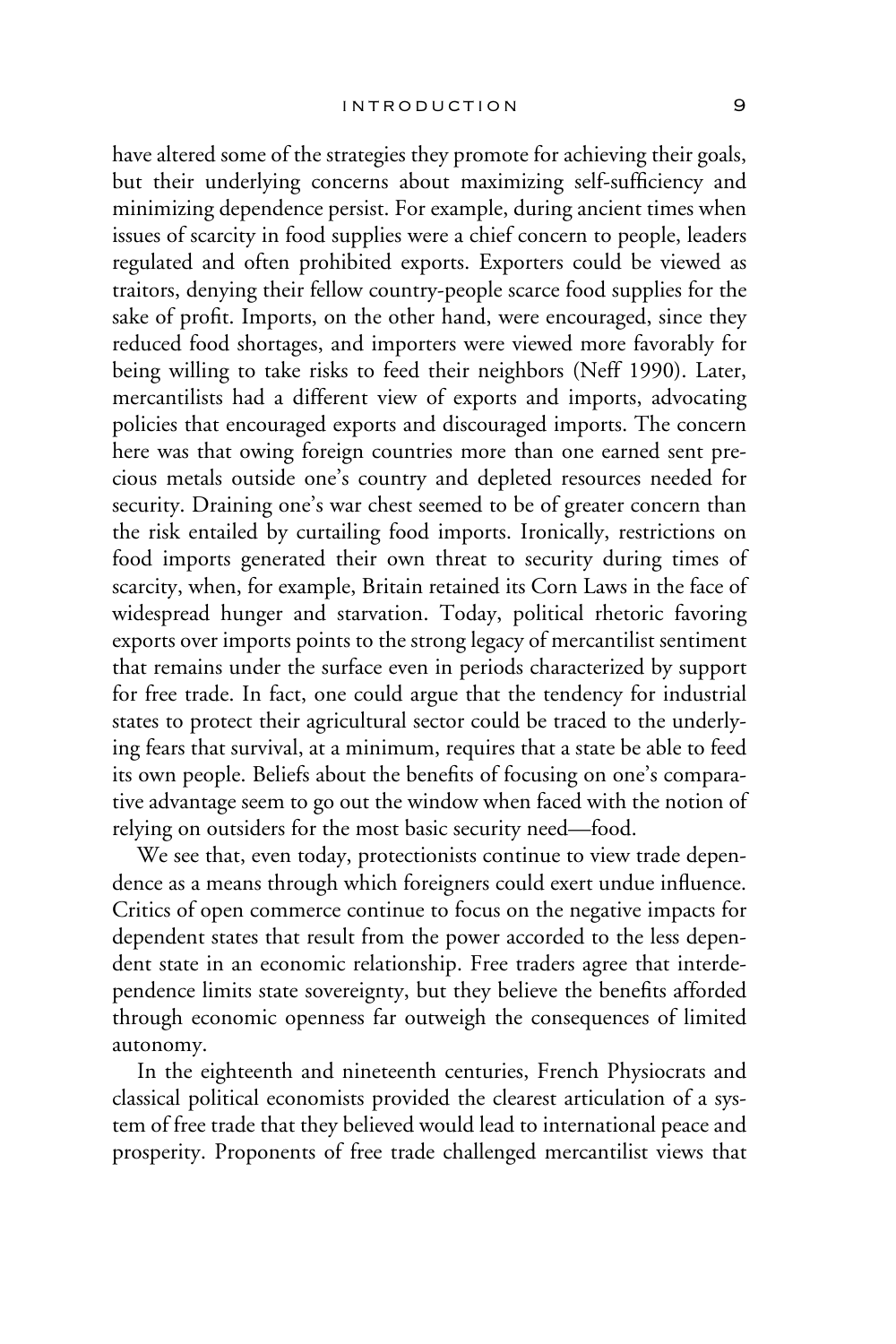have altered some of the strategies they promote for achieving their goals, but their underlying concerns about maximizing self-sufficiency and minimizing dependence persist. For example, during ancient times when issues of scarcity in food supplies were a chief concern to people, leaders regulated and often prohibited exports. Exporters could be viewed as traitors, denying their fellow country-people scarce food supplies for the sake of profit. Imports, on the other hand, were encouraged, since they reduced food shortages, and importers were viewed more favorably for being willing to take risks to feed their neighbors (Neff 1990). Later, mercantilists had a different view of exports and imports, advocating policies that encouraged exports and discouraged imports. The concern here was that owing foreign countries more than one earned sent precious metals outside one's country and depleted resources needed for security. Draining one's war chest seemed to be of greater concern than the risk entailed by curtailing food imports. Ironically, restrictions on food imports generated their own threat to security during times of scarcity, when, for example, Britain retained its Corn Laws in the face of widespread hunger and starvation. Today, political rhetoric favoring exports over imports points to the strong legacy of mercantilist sentiment that remains under the surface even in periods characterized by support for free trade. In fact, one could argue that the tendency for industrial states to protect their agricultural sector could be traced to the underlying fears that survival, at a minimum, requires that a state be able to feed its own people. Beliefs about the benefits of focusing on one's comparative advantage seem to go out the window when faced with the notion of relying on outsiders for the most basic security need—food.

We see that, even today, protectionists continue to view trade dependence as a means through which foreigners could exert undue influence. Critics of open commerce continue to focus on the negative impacts for dependent states that result from the power accorded to the less dependent state in an economic relationship. Free traders agree that interdependence limits state sovereignty, but they believe the benefits afforded through economic openness far outweigh the consequences of limited autonomy.

In the eighteenth and nineteenth centuries, French Physiocrats and classical political economists provided the clearest articulation of a system of free trade that they believed would lead to international peace and prosperity. Proponents of free trade challenged mercantilist views that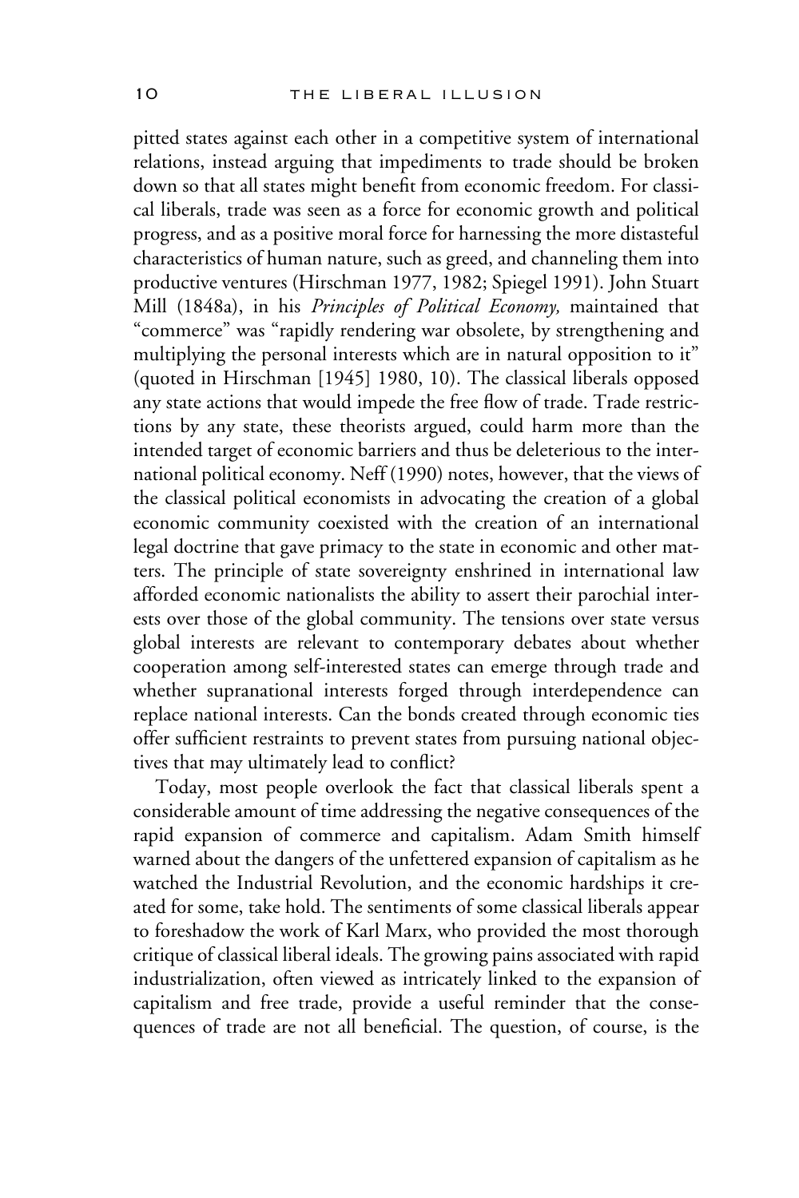pitted states against each other in a competitive system of international relations, instead arguing that impediments to trade should be broken down so that all states might benefit from economic freedom. For classical liberals, trade was seen as a force for economic growth and political progress, and as a positive moral force for harnessing the more distasteful characteristics of human nature, such as greed, and channeling them into productive ventures (Hirschman 1977, 1982; Spiegel 1991). John Stuart Mill (1848a), in his *Principles of Political Economy,* maintained that "commerce" was "rapidly rendering war obsolete, by strengthening and multiplying the personal interests which are in natural opposition to it" (quoted in Hirschman [1945] 1980, 10). The classical liberals opposed any state actions that would impede the free flow of trade. Trade restrictions by any state, these theorists argued, could harm more than the intended target of economic barriers and thus be deleterious to the international political economy. Neff (1990) notes, however, that the views of the classical political economists in advocating the creation of a global economic community coexisted with the creation of an international legal doctrine that gave primacy to the state in economic and other matters. The principle of state sovereignty enshrined in international law afforded economic nationalists the ability to assert their parochial interests over those of the global community. The tensions over state versus global interests are relevant to contemporary debates about whether cooperation among self-interested states can emerge through trade and whether supranational interests forged through interdependence can replace national interests. Can the bonds created through economic ties offer sufficient restraints to prevent states from pursuing national objectives that may ultimately lead to conflict?

Today, most people overlook the fact that classical liberals spent a considerable amount of time addressing the negative consequences of the rapid expansion of commerce and capitalism. Adam Smith himself warned about the dangers of the unfettered expansion of capitalism as he watched the Industrial Revolution, and the economic hardships it created for some, take hold. The sentiments of some classical liberals appear to foreshadow the work of Karl Marx, who provided the most thorough critique of classical liberal ideals. The growing pains associated with rapid industrialization, often viewed as intricately linked to the expansion of capitalism and free trade, provide a useful reminder that the consequences of trade are not all beneficial. The question, of course, is the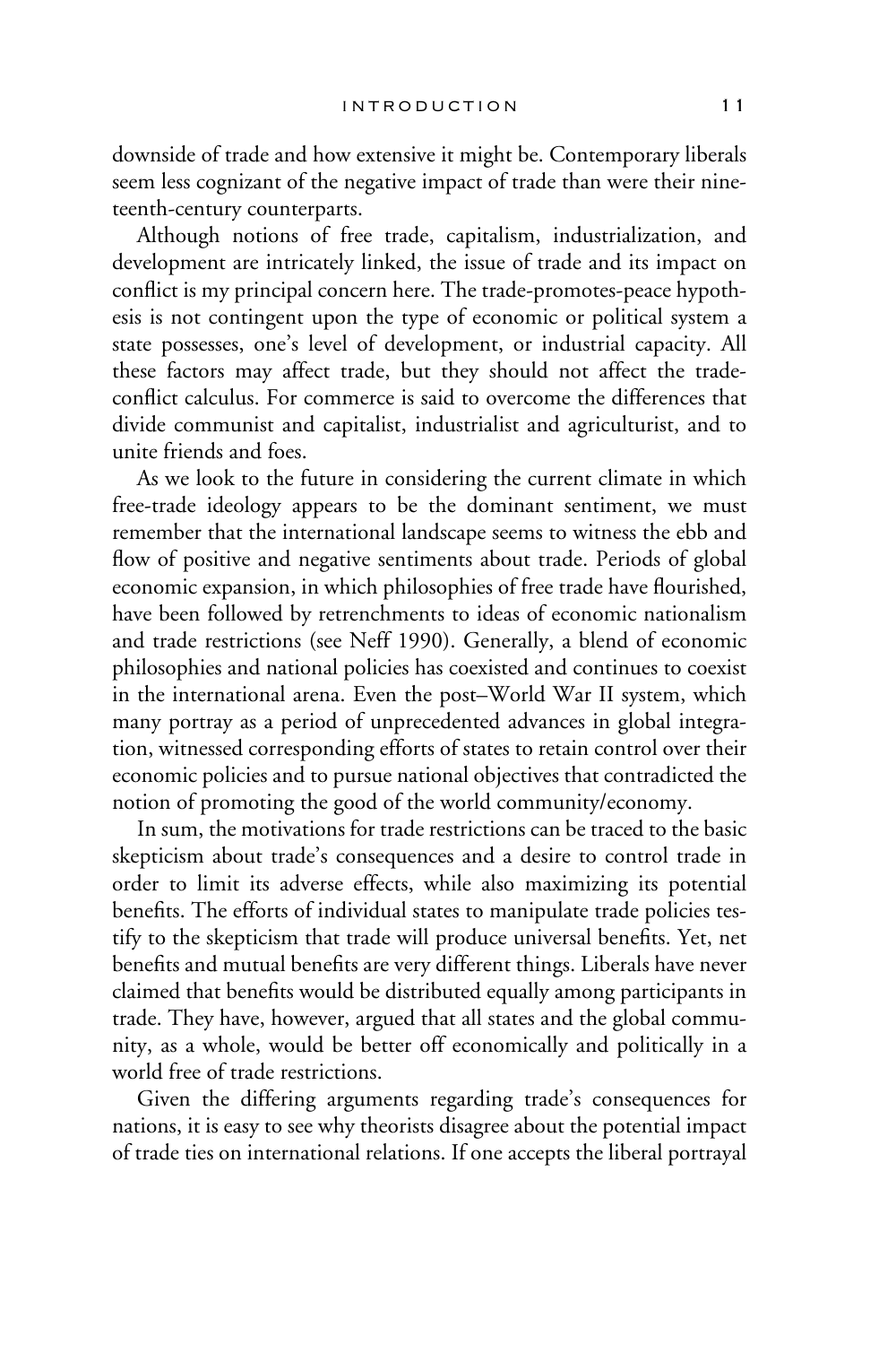downside of trade and how extensive it might be. Contemporary liberals seem less cognizant of the negative impact of trade than were their nineteenth-century counterparts.

Although notions of free trade, capitalism, industrialization, and development are intricately linked, the issue of trade and its impact on conflict is my principal concern here. The trade-promotes-peace hypothesis is not contingent upon the type of economic or political system a state possesses, one's level of development, or industrial capacity. All these factors may affect trade, but they should not affect the trade-conflict calculus. For commerce is said to overcome the differences that divide communist and capitalist, industrialist and agriculturist, and to unite friends and foes.

As we look to the future in considering the current climate in which free-trade ideology appears to be the dominant sentiment, we must remember that the international landscape seems to witness the ebb and flow of positive and negative sentiments about trade. Periods of global economic expansion, in which philosophies of free trade have flourished, have been followed by retrenchments to ideas of economic nationalism and trade restrictions (see Neff 1990). Generally, a blend of economic philosophies and national policies has coexisted and continues to coexist in the international arena. Even the post–World War II system, which many portray as a period of unprecedented advances in global integration, witnessed corresponding efforts of states to retain control over their economic policies and to pursue national objectives that contradicted the notion of promoting the good of the world community/economy.

In sum, the motivations for trade restrictions can be traced to the basic skepticism about trade's consequences and a desire to control trade in order to limit its adverse effects, while also maximizing its potential benefits. The efforts of individual states to manipulate trade policies testify to the skepticism that trade will produce universal benefits. Yet, net benefits and mutual benefits are very different things. Liberals have never claimed that benefits would be distributed equally among participants in trade. They have, however, argued that all states and the global community, as a whole, would be better off economically and politically in a world free of trade restrictions.

Given the differing arguments regarding trade's consequences for nations, it is easy to see why theorists disagree about the potential impact of trade ties on international relations. If one accepts the liberal portrayal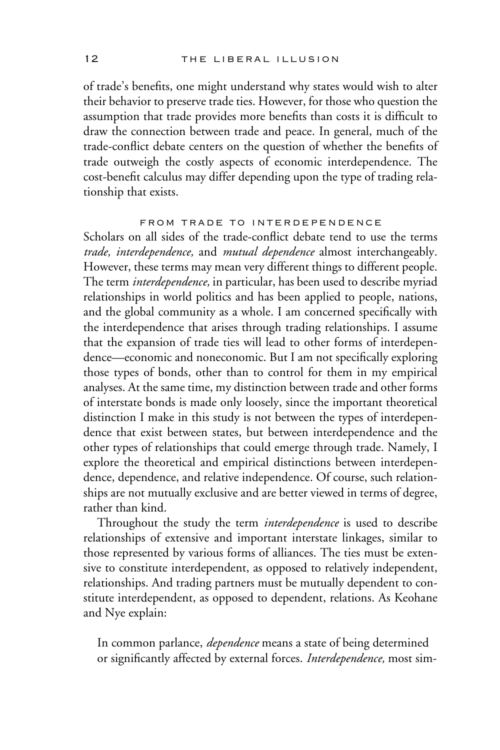of trade's benefits, one might understand why states would wish to alter their behavior to preserve trade ties. However, for those who question the assumption that trade provides more benefits than costs it is difficult to draw the connection between trade and peace. In general, much of the trade-conflict debate centers on the question of whether the benefits of trade outweigh the costly aspects of economic interdependence. The cost-benefit calculus may differ depending upon the type of trading relationship that exists.

## FROM TRADE TO INTERDEPENDENCE

Scholars on all sides of the trade-conflict debate tend to use the terms *trade, interdependence,* and *mutual dependence* almost interchangeably. However, these terms may mean very different things to different people. The term *interdependence,* in particular, has been used to describe myriad relationships in world politics and has been applied to people, nations, and the global community as a whole. I am concerned specifically with the interdependence that arises through trading relationships. I assume that the expansion of trade ties will lead to other forms of interdependence—economic and noneconomic. But I am not specifically exploring those types of bonds, other than to control for them in my empirical analyses. At the same time, my distinction between trade and other forms of interstate bonds is made only loosely, since the important theoretical distinction I make in this study is not between the types of interdependence that exist between states, but between interdependence and the other types of relationships that could emerge through trade. Namely, I explore the theoretical and empirical distinctions between interdependence, dependence, and relative independence. Of course, such relationships are not mutually exclusive and are better viewed in terms of degree, rather than kind.

Throughout the study the term *interdependence* is used to describe relationships of extensive and important interstate linkages, similar to those represented by various forms of alliances. The ties must be extensive to constitute interdependent, as opposed to relatively independent, relationships. And trading partners must be mutually dependent to constitute interdependent, as opposed to dependent, relations. As Keohane and Nye explain:

> In common parlance, *dependence* means a state of being determined or significantly affected by external forces. *Interdependence,* most sim-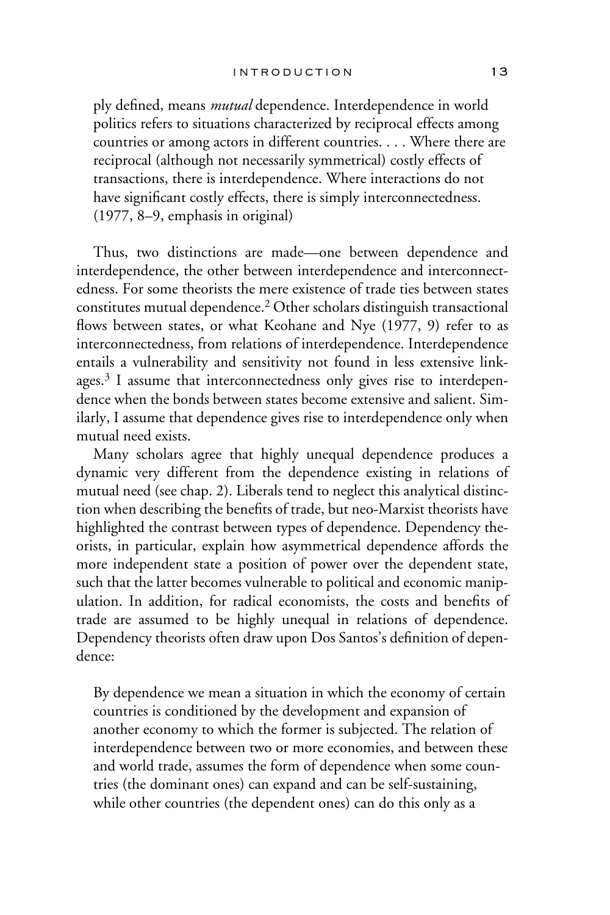ply defined, means *mutual* dependence. Interdependence in world politics refers to situations characterized by reciprocal effects among countries or among actors in different countries. . . . Where there are reciprocal (although not necessarily symmetrical) costly effects of transactions, there is interdependence. Where interactions do not have significant costly effects, there is simply interconnectedness. (1977, 8–9, emphasis in original)

Thus, two distinctions are made—one between dependence and interdependence, the other between interdependence and interconnectedness. For some theorists the mere existence of trade ties between states constitutes mutual dependence.[2] Other scholars distinguish transactional flows between states, or what Keohane and Nye (1977, 9) refer to as interconnectedness, from relations of interdependence. Interdependence entails a vulnerability and sensitivity not found in less extensive linkages.[3] I assume that interconnectedness only gives rise to interdependence when the bonds between states become extensive and salient. Similarly, I assume that dependence gives rise to interdependence only when mutual need exists.

Many scholars agree that highly unequal dependence produces a dynamic very different from the dependence existing in relations of mutual need (see chap. 2). Liberals tend to neglect this analytical distinction when describing the benefits of trade, but neo-Marxist theorists have highlighted the contrast between types of dependence. Dependency theorists, in particular, explain how asymmetrical dependence affords the more independent state a position of power over the dependent state, such that the latter becomes vulnerable to political and economic manipulation. In addition, for radical economists, the costs and benefits of trade are assumed to be highly unequal in relations of dependence. Dependency theorists often draw upon Dos Santos's definition of dependence:

By dependence we mean a situation in which the economy of certain countries is conditioned by the development and expansion of another economy to which the former is subjected. The relation of interdependence between two or more economies, and between these and world trade, assumes the form of dependence when some countries (the dominant ones) can expand and can be self-sustaining, while other countries (the dependent ones) can do this only as a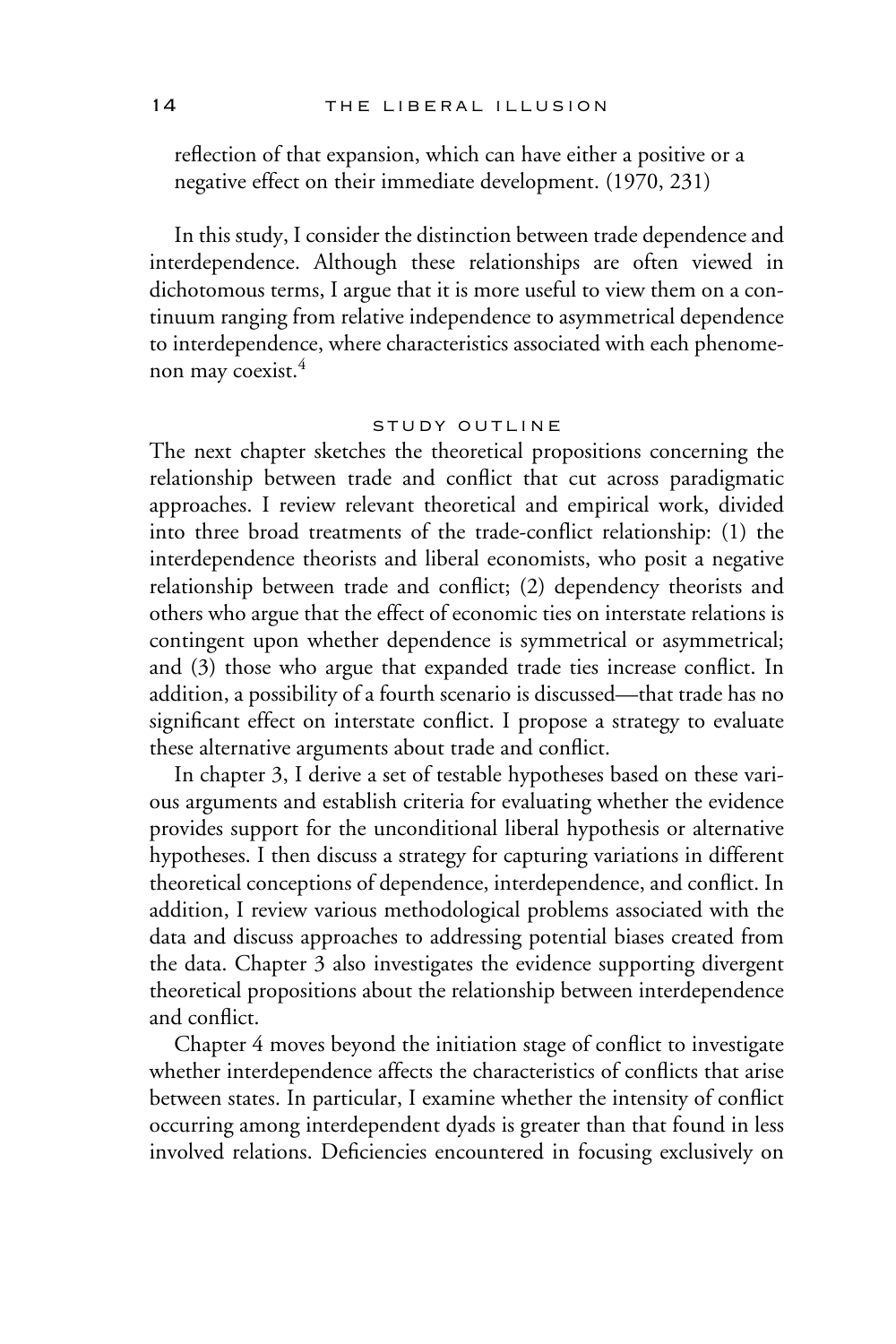reflection of that expansion, which can have either a positive or a negative effect on their immediate development. (1970, 231)

In this study, I consider the distinction between trade dependence and interdependence. Although these relationships are often viewed in dichotomous terms, I argue that it is more useful to view them on a continuum ranging from relative independence to asymmetrical dependence to interdependence, where characteristics associated with each phenomenon may coexist.[4]

## STUDY OUTLINE

The next chapter sketches the theoretical propositions concerning the relationship between trade and conflict that cut across paradigmatic approaches. I review relevant theoretical and empirical work, divided into three broad treatments of the trade-conflict relationship: (1) the interdependence theorists and liberal economists, who posit a negative relationship between trade and conflict; (2) dependency theorists and others who argue that the effect of economic ties on interstate relations is contingent upon whether dependence is symmetrical or asymmetrical; and (3) those who argue that expanded trade ties increase conflict. In addition, a possibility of a fourth scenario is discussed—that trade has no significant effect on interstate conflict. I propose a strategy to evaluate these alternative arguments about trade and conflict.

In chapter 3, I derive a set of testable hypotheses based on these various arguments and establish criteria for evaluating whether the evidence provides support for the unconditional liberal hypothesis or alternative hypotheses. I then discuss a strategy for capturing variations in different theoretical conceptions of dependence, interdependence, and conflict. In addition, I review various methodological problems associated with the data and discuss approaches to addressing potential biases created from the data. Chapter 3 also investigates the evidence supporting divergent theoretical propositions about the relationship between interdependence and conflict.

Chapter 4 moves beyond the initiation stage of conflict to investigate whether interdependence affects the characteristics of conflicts that arise between states. In particular, I examine whether the intensity of conflict occurring among interdependent dyads is greater than that found in less involved relations. Deficiencies encountered in focusing exclusively on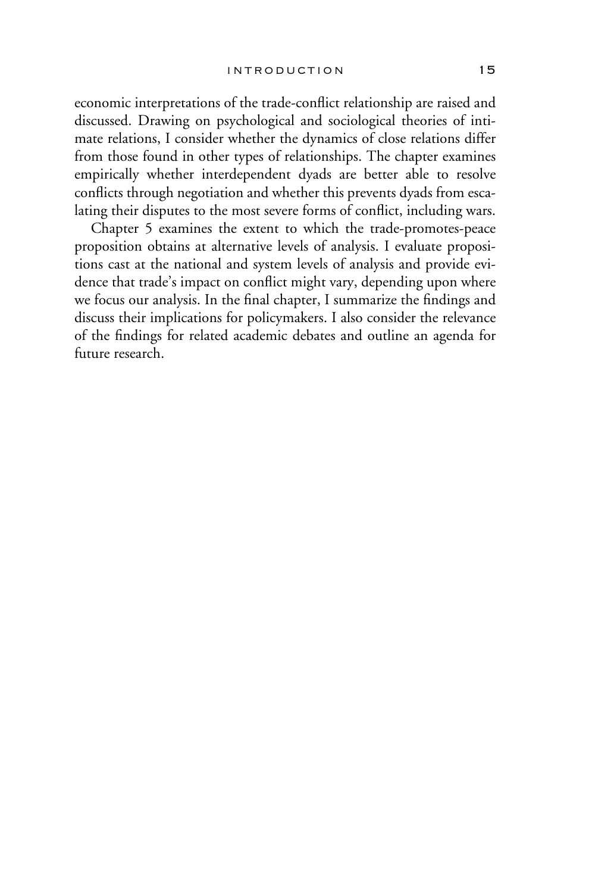economic interpretations of the trade-conflict relationship are raised and discussed. Drawing on psychological and sociological theories of intimate relations, I consider whether the dynamics of close relations differ from those found in other types of relationships. The chapter examines empirically whether interdependent dyads are better able to resolve conflicts through negotiation and whether this prevents dyads from escalating their disputes to the most severe forms of conflict, including wars.

Chapter 5 examines the extent to which the trade-promotes-peace proposition obtains at alternative levels of analysis. I evaluate propositions cast at the national and system levels of analysis and provide evidence that trade's impact on conflict might vary, depending upon where we focus our analysis. In the final chapter, I summarize the findings and discuss their implications for policymakers. I also consider the relevance of the findings for related academic debates and outline an agenda for future research.